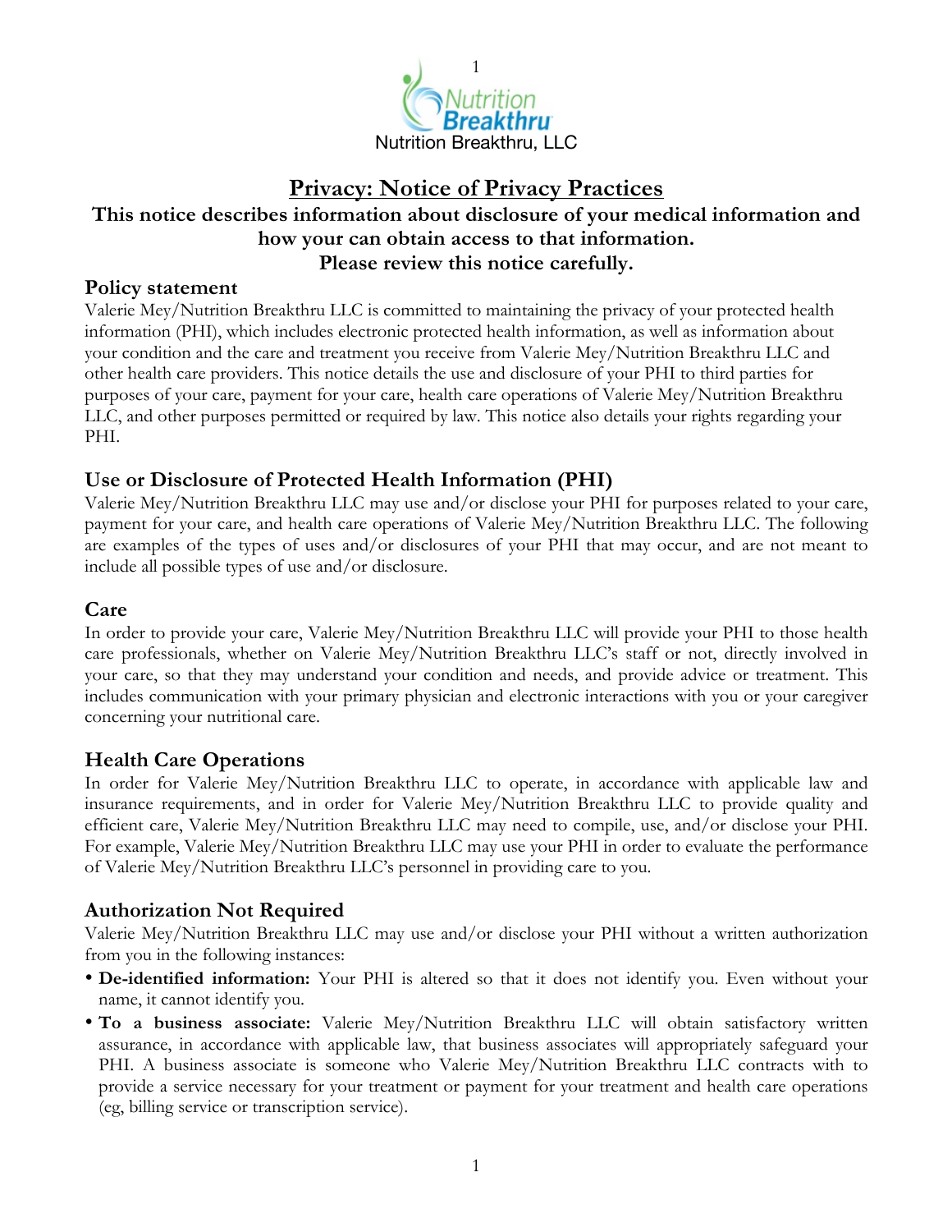Nutrition Breakthru, LLC

# Privacy: Notice of Privacy Practices

**This notice describes information about disclosure of your medical information and how your can obtain access to that information.**
**Please review this notice carefully.**

## Policy statement

Valerie Mey/Nutrition Breakthru LLC is committed to maintaining the privacy of your protected health information (PHI), which includes electronic protected health information, as well as information about your condition and the care and treatment you receive from Valerie Mey/Nutrition Breakthru LLC and other health care providers. This notice details the use and disclosure of your PHI to third parties for purposes of your care, payment for your care, health care operations of Valerie Mey/Nutrition Breakthru LLC, and other purposes permitted or required by law. This notice also details your rights regarding your PHI.

## Use or Disclosure of Protected Health Information (PHI)

Valerie Mey/Nutrition Breakthru LLC may use and/or disclose your PHI for purposes related to your care, payment for your care, and health care operations of Valerie Mey/Nutrition Breakthru LLC. The following are examples of the types of uses and/or disclosures of your PHI that may occur, and are not meant to include all possible types of use and/or disclosure.

## Care

In order to provide your care, Valerie Mey/Nutrition Breakthru LLC will provide your PHI to those health care professionals, whether on Valerie Mey/Nutrition Breakthru LLC's staff or not, directly involved in your care, so that they may understand your condition and needs, and provide advice or treatment. This includes communication with your primary physician and electronic interactions with you or your caregiver concerning your nutritional care.

## Health Care Operations

In order for Valerie Mey/Nutrition Breakthru LLC to operate, in accordance with applicable law and insurance requirements, and in order for Valerie Mey/Nutrition Breakthru LLC to provide quality and efficient care, Valerie Mey/Nutrition Breakthru LLC may need to compile, use, and/or disclose your PHI. For example, Valerie Mey/Nutrition Breakthru LLC may use your PHI in order to evaluate the performance of Valerie Mey/Nutrition Breakthru LLC's personnel in providing care to you.

## Authorization Not Required

Valerie Mey/Nutrition Breakthru LLC may use and/or disclose your PHI without a written authorization from you in the following instances:

- **De-identified information:** Your PHI is altered so that it does not identify you. Even without your name, it cannot identify you.
- **To a business associate:** Valerie Mey/Nutrition Breakthru LLC will obtain satisfactory written assurance, in accordance with applicable law, that business associates will appropriately safeguard your PHI. A business associate is someone who Valerie Mey/Nutrition Breakthru LLC contracts with to provide a service necessary for your treatment or payment for your treatment and health care operations (eg, billing service or transcription service).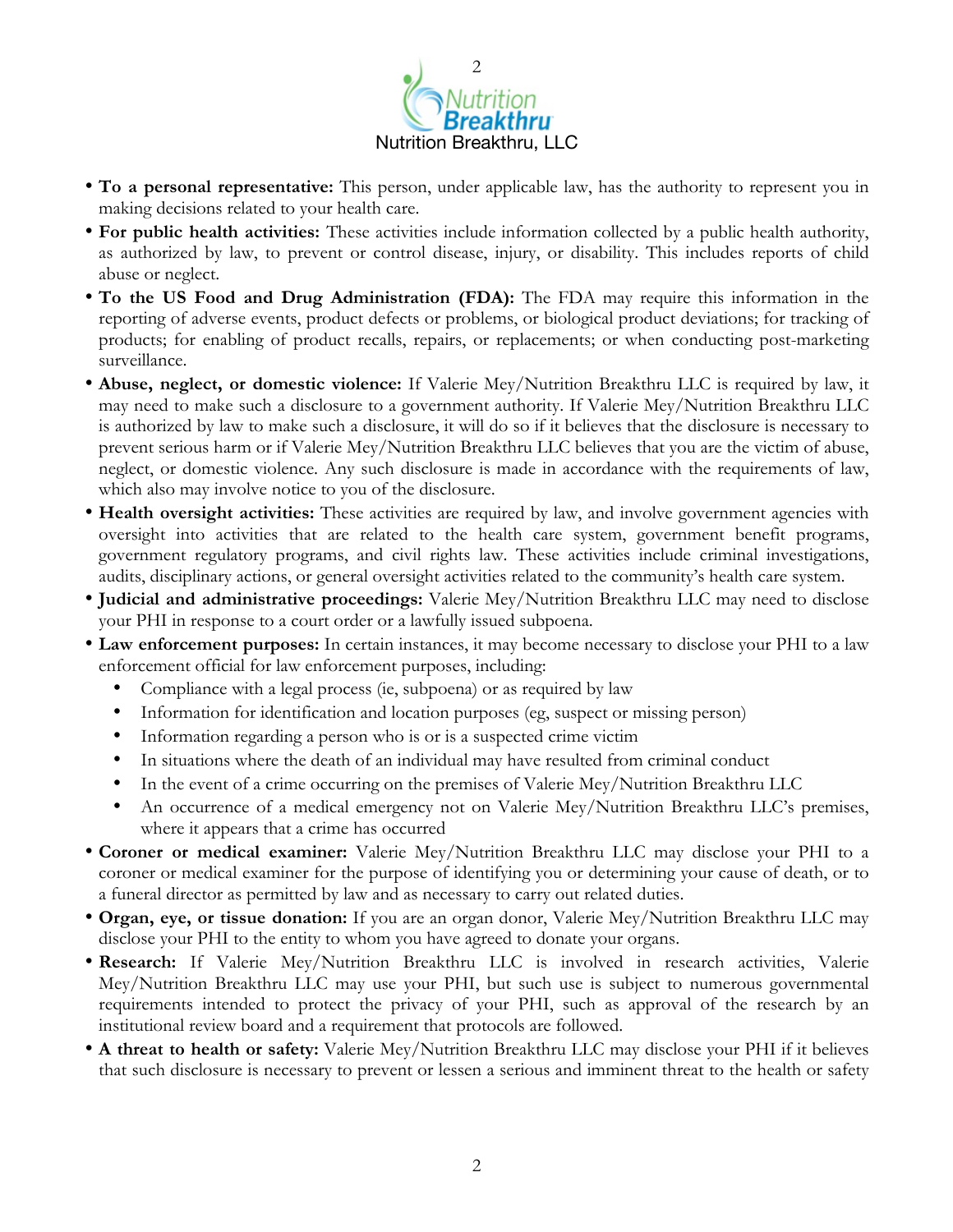- **To a personal representative:** This person, under applicable law, has the authority to represent you in making decisions related to your health care.
- **For public health activities:** These activities include information collected by a public health authority, as authorized by law, to prevent or control disease, injury, or disability. This includes reports of child abuse or neglect.
- **To the US Food and Drug Administration (FDA):** The FDA may require this information in the reporting of adverse events, product defects or problems, or biological product deviations; for tracking of products; for enabling of product recalls, repairs, or replacements; or when conducting post-marketing surveillance.
- **Abuse, neglect, or domestic violence:** If Valerie Mey/Nutrition Breakthru LLC is required by law, it may need to make such a disclosure to a government authority. If Valerie Mey/Nutrition Breakthru LLC is authorized by law to make such a disclosure, it will do so if it believes that the disclosure is necessary to prevent serious harm or if Valerie Mey/Nutrition Breakthru LLC believes that you are the victim of abuse, neglect, or domestic violence. Any such disclosure is made in accordance with the requirements of law, which also may involve notice to you of the disclosure.
- **Health oversight activities:** These activities are required by law, and involve government agencies with oversight into activities that are related to the health care system, government benefit programs, government regulatory programs, and civil rights law. These activities include criminal investigations, audits, disciplinary actions, or general oversight activities related to the community's health care system.
- **Judicial and administrative proceedings:** Valerie Mey/Nutrition Breakthru LLC may need to disclose your PHI in response to a court order or a lawfully issued subpoena.
- **Law enforcement purposes:** In certain instances, it may become necessary to disclose your PHI to a law enforcement official for law enforcement purposes, including:
  - Compliance with a legal process (ie, subpoena) or as required by law
  - Information for identification and location purposes (eg, suspect or missing person)
  - Information regarding a person who is or is a suspected crime victim
  - In situations where the death of an individual may have resulted from criminal conduct
  - In the event of a crime occurring on the premises of Valerie Mey/Nutrition Breakthru LLC
  - An occurrence of a medical emergency not on Valerie Mey/Nutrition Breakthru LLC's premises, where it appears that a crime has occurred
- **Coroner or medical examiner:** Valerie Mey/Nutrition Breakthru LLC may disclose your PHI to a coroner or medical examiner for the purpose of identifying you or determining your cause of death, or to a funeral director as permitted by law and as necessary to carry out related duties.
- **Organ, eye, or tissue donation:** If you are an organ donor, Valerie Mey/Nutrition Breakthru LLC may disclose your PHI to the entity to whom you have agreed to donate your organs.
- **Research:** If Valerie Mey/Nutrition Breakthru LLC is involved in research activities, Valerie Mey/Nutrition Breakthru LLC may use your PHI, but such use is subject to numerous governmental requirements intended to protect the privacy of your PHI, such as approval of the research by an institutional review board and a requirement that protocols are followed.
- **A threat to health or safety:** Valerie Mey/Nutrition Breakthru LLC may disclose your PHI if it believes that such disclosure is necessary to prevent or lessen a serious and imminent threat to the health or safety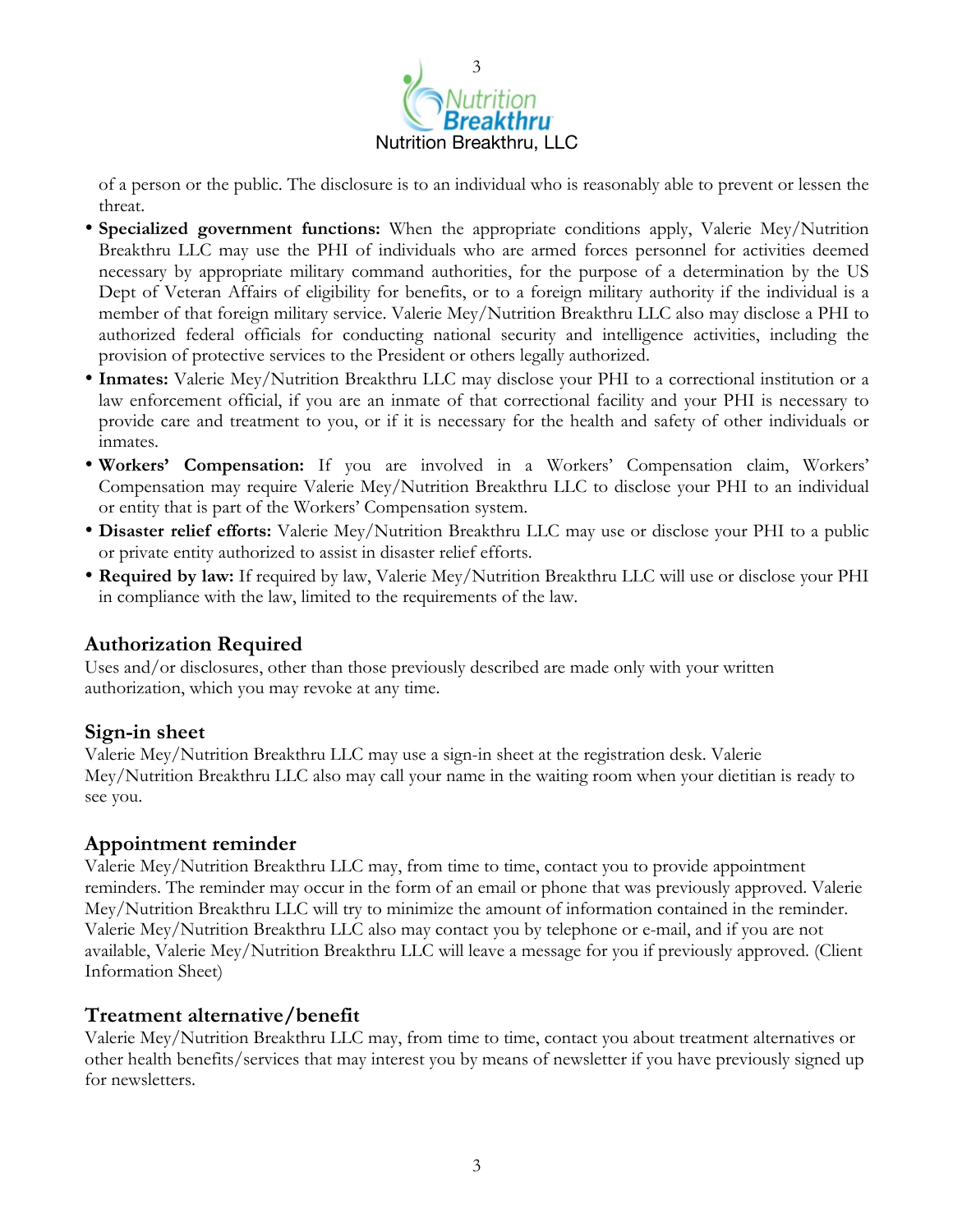of a person or the public. The disclosure is to an individual who is reasonably able to prevent or lessen the threat.

- **Specialized government functions:** When the appropriate conditions apply, Valerie Mey/Nutrition Breakthru LLC may use the PHI of individuals who are armed forces personnel for activities deemed necessary by appropriate military command authorities, for the purpose of a determination by the US Dept of Veteran Affairs of eligibility for benefits, or to a foreign military authority if the individual is a member of that foreign military service. Valerie Mey/Nutrition Breakthru LLC also may disclose a PHI to authorized federal officials for conducting national security and intelligence activities, including the provision of protective services to the President or others legally authorized.
- **Inmates:** Valerie Mey/Nutrition Breakthru LLC may disclose your PHI to a correctional institution or a law enforcement official, if you are an inmate of that correctional facility and your PHI is necessary to provide care and treatment to you, or if it is necessary for the health and safety of other individuals or inmates.
- **Workers' Compensation:** If you are involved in a Workers' Compensation claim, Workers' Compensation may require Valerie Mey/Nutrition Breakthru LLC to disclose your PHI to an individual or entity that is part of the Workers' Compensation system.
- **Disaster relief efforts:** Valerie Mey/Nutrition Breakthru LLC may use or disclose your PHI to a public or private entity authorized to assist in disaster relief efforts.
- **Required by law:** If required by law, Valerie Mey/Nutrition Breakthru LLC will use or disclose your PHI in compliance with the law, limited to the requirements of the law.

## Authorization Required

Uses and/or disclosures, other than those previously described are made only with your written authorization, which you may revoke at any time.

## Sign-in sheet

Valerie Mey/Nutrition Breakthru LLC may use a sign-in sheet at the registration desk. Valerie Mey/Nutrition Breakthru LLC also may call your name in the waiting room when your dietitian is ready to see you.

## Appointment reminder

Valerie Mey/Nutrition Breakthru LLC may, from time to time, contact you to provide appointment reminders. The reminder may occur in the form of an email or phone that was previously approved. Valerie Mey/Nutrition Breakthru LLC will try to minimize the amount of information contained in the reminder. Valerie Mey/Nutrition Breakthru LLC also may contact you by telephone or e-mail, and if you are not available, Valerie Mey/Nutrition Breakthru LLC will leave a message for you if previously approved. (Client Information Sheet)

## Treatment alternative/benefit

Valerie Mey/Nutrition Breakthru LLC may, from time to time, contact you about treatment alternatives or other health benefits/services that may interest you by means of newsletter if you have previously signed up for newsletters.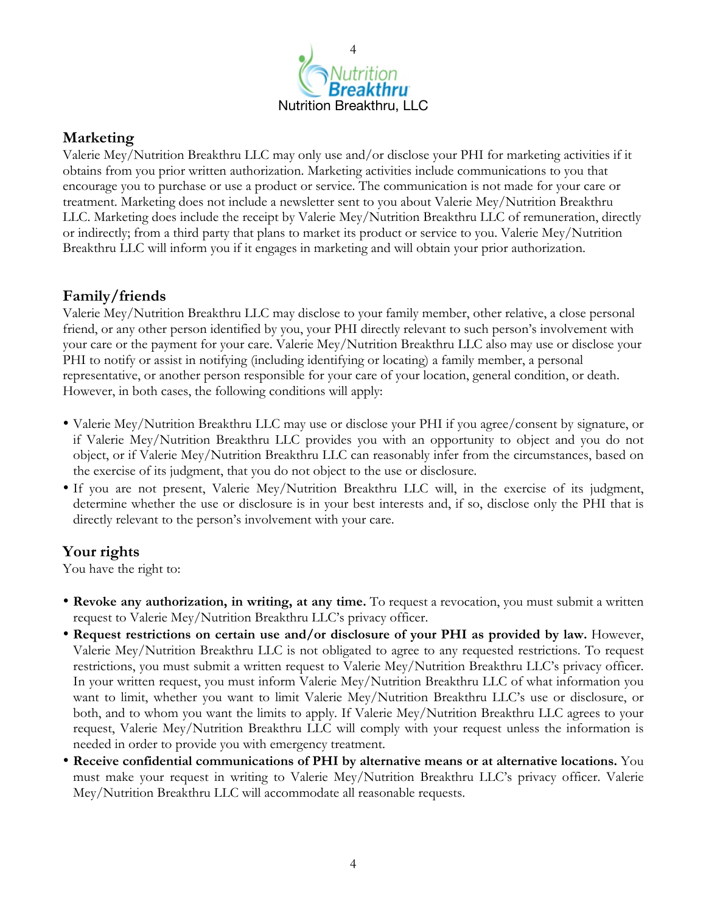## Marketing

Valerie Mey/Nutrition Breakthru LLC may only use and/or disclose your PHI for marketing activities if it obtains from you prior written authorization. Marketing activities include communications to you that encourage you to purchase or use a product or service. The communication is not made for your care or treatment. Marketing does not include a newsletter sent to you about Valerie Mey/Nutrition Breakthru LLC. Marketing does include the receipt by Valerie Mey/Nutrition Breakthru LLC of remuneration, directly or indirectly; from a third party that plans to market its product or service to you. Valerie Mey/Nutrition Breakthru LLC will inform you if it engages in marketing and will obtain your prior authorization.

## Family/friends

Valerie Mey/Nutrition Breakthru LLC may disclose to your family member, other relative, a close personal friend, or any other person identified by you, your PHI directly relevant to such person's involvement with your care or the payment for your care. Valerie Mey/Nutrition Breakthru LLC also may use or disclose your PHI to notify or assist in notifying (including identifying or locating) a family member, a personal representative, or another person responsible for your care of your location, general condition, or death. However, in both cases, the following conditions will apply:

- Valerie Mey/Nutrition Breakthru LLC may use or disclose your PHI if you agree/consent by signature, or if Valerie Mey/Nutrition Breakthru LLC provides you with an opportunity to object and you do not object, or if Valerie Mey/Nutrition Breakthru LLC can reasonably infer from the circumstances, based on the exercise of its judgment, that you do not object to the use or disclosure.
- If you are not present, Valerie Mey/Nutrition Breakthru LLC will, in the exercise of its judgment, determine whether the use or disclosure is in your best interests and, if so, disclose only the PHI that is directly relevant to the person's involvement with your care.

## Your rights

You have the right to:

- **Revoke any authorization, in writing, at any time.** To request a revocation, you must submit a written request to Valerie Mey/Nutrition Breakthru LLC's privacy officer.
- **Request restrictions on certain use and/or disclosure of your PHI as provided by law.** However, Valerie Mey/Nutrition Breakthru LLC is not obligated to agree to any requested restrictions. To request restrictions, you must submit a written request to Valerie Mey/Nutrition Breakthru LLC's privacy officer. In your written request, you must inform Valerie Mey/Nutrition Breakthru LLC of what information you want to limit, whether you want to limit Valerie Mey/Nutrition Breakthru LLC's use or disclosure, or both, and to whom you want the limits to apply. If Valerie Mey/Nutrition Breakthru LLC agrees to your request, Valerie Mey/Nutrition Breakthru LLC will comply with your request unless the information is needed in order to provide you with emergency treatment.
- **Receive confidential communications of PHI by alternative means or at alternative locations.** You must make your request in writing to Valerie Mey/Nutrition Breakthru LLC's privacy officer. Valerie Mey/Nutrition Breakthru LLC will accommodate all reasonable requests.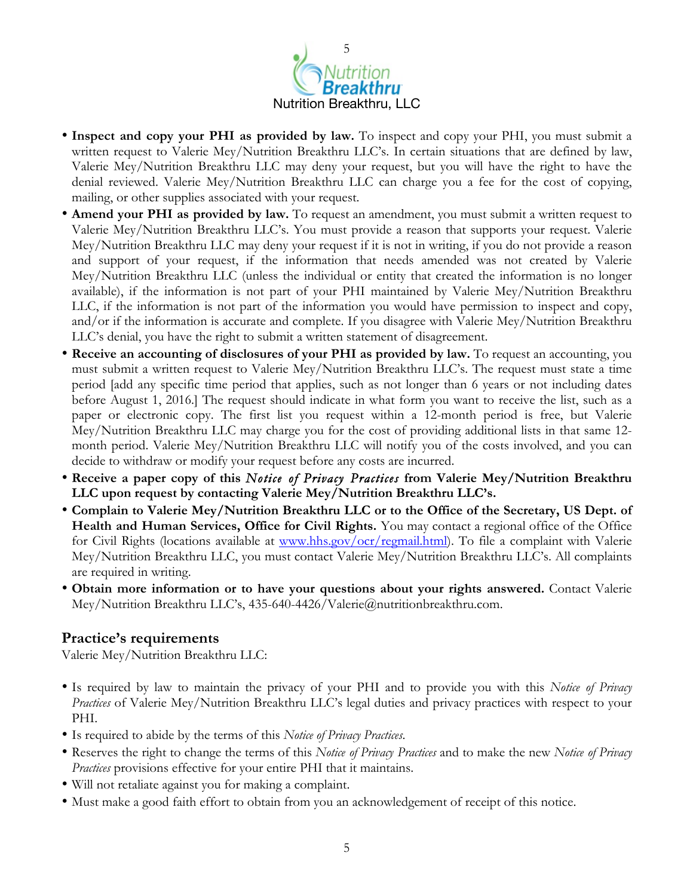- **Inspect and copy your PHI as provided by law.** To inspect and copy your PHI, you must submit a written request to Valerie Mey/Nutrition Breakthru LLC's. In certain situations that are defined by law, Valerie Mey/Nutrition Breakthru LLC may deny your request, but you will have the right to have the denial reviewed. Valerie Mey/Nutrition Breakthru LLC can charge you a fee for the cost of copying, mailing, or other supplies associated with your request.
- **Amend your PHI as provided by law.** To request an amendment, you must submit a written request to Valerie Mey/Nutrition Breakthru LLC's. You must provide a reason that supports your request. Valerie Mey/Nutrition Breakthru LLC may deny your request if it is not in writing, if you do not provide a reason and support of your request, if the information that needs amended was not created by Valerie Mey/Nutrition Breakthru LLC (unless the individual or entity that created the information is no longer available), if the information is not part of your PHI maintained by Valerie Mey/Nutrition Breakthru LLC, if the information is not part of the information you would have permission to inspect and copy, and/or if the information is accurate and complete. If you disagree with Valerie Mey/Nutrition Breakthru LLC's denial, you have the right to submit a written statement of disagreement.
- **Receive an accounting of disclosures of your PHI as provided by law.** To request an accounting, you must submit a written request to Valerie Mey/Nutrition Breakthru LLC's. The request must state a time period [add any specific time period that applies, such as not longer than 6 years or not including dates before August 1, 2016.] The request should indicate in what form you want to receive the list, such as a paper or electronic copy. The first list you request within a 12-month period is free, but Valerie Mey/Nutrition Breakthru LLC may charge you for the cost of providing additional lists in that same 12-month period. Valerie Mey/Nutrition Breakthru LLC will notify you of the costs involved, and you can decide to withdraw or modify your request before any costs are incurred.
- **Receive a paper copy of this *Notice of Privacy Practices* from Valerie Mey/Nutrition Breakthru LLC upon request by contacting Valerie Mey/Nutrition Breakthru LLC's.**
- **Complain to Valerie Mey/Nutrition Breakthru LLC or to the Office of the Secretary, US Dept. of Health and Human Services, Office for Civil Rights.** You may contact a regional office of the Office for Civil Rights (locations available at www.hhs.gov/ocr/regmail.html). To file a complaint with Valerie Mey/Nutrition Breakthru LLC, you must contact Valerie Mey/Nutrition Breakthru LLC's. All complaints are required in writing.
- **Obtain more information or to have your questions about your rights answered.** Contact Valerie Mey/Nutrition Breakthru LLC's, 435-640-4426/Valerie@nutritionbreakthru.com.

## Practice's requirements

Valerie Mey/Nutrition Breakthru LLC:

- Is required by law to maintain the privacy of your PHI and to provide you with this *Notice of Privacy Practices* of Valerie Mey/Nutrition Breakthru LLC's legal duties and privacy practices with respect to your PHI.
- Is required to abide by the terms of this *Notice of Privacy Practices*.
- Reserves the right to change the terms of this *Notice of Privacy Practices* and to make the new *Notice of Privacy Practices* provisions effective for your entire PHI that it maintains.
- Will not retaliate against you for making a complaint.
- Must make a good faith effort to obtain from you an acknowledgement of receipt of this notice.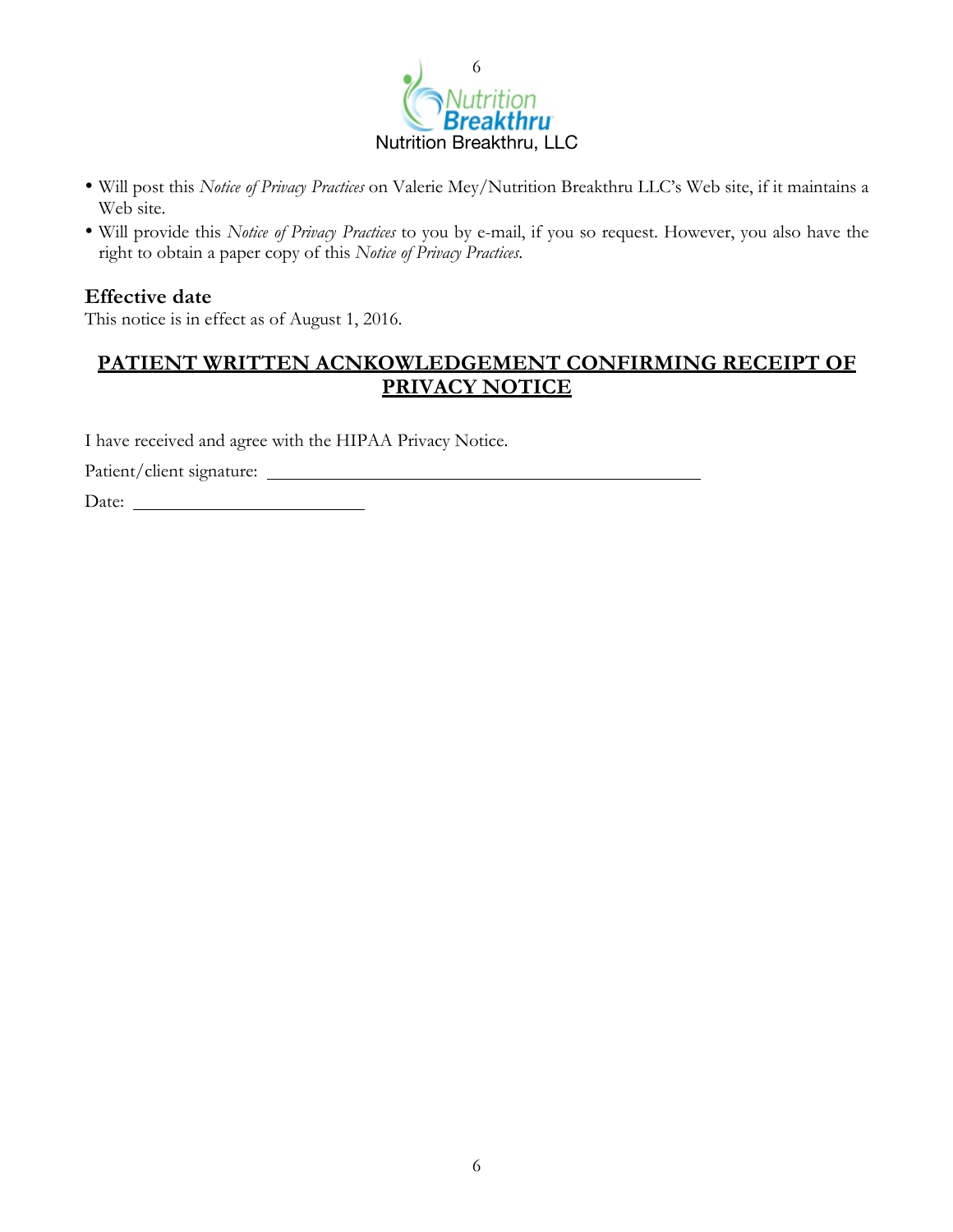- Will post this *Notice of Privacy Practices* on Valerie Mey/Nutrition Breakthru LLC's Web site, if it maintains a Web site.
- Will provide this *Notice of Privacy Practices* to you by e-mail, if you so request. However, you also have the right to obtain a paper copy of this *Notice of Privacy Practices*.

## Effective date

This notice is in effect as of August 1, 2016.

## PATIENT WRITTEN ACNKOWLEDGEMENT CONFIRMING RECEIPT OF PRIVACY NOTICE

I have received and agree with the HIPAA Privacy Notice.

Patient/client signature: ______________________________________________

Date: ________________________